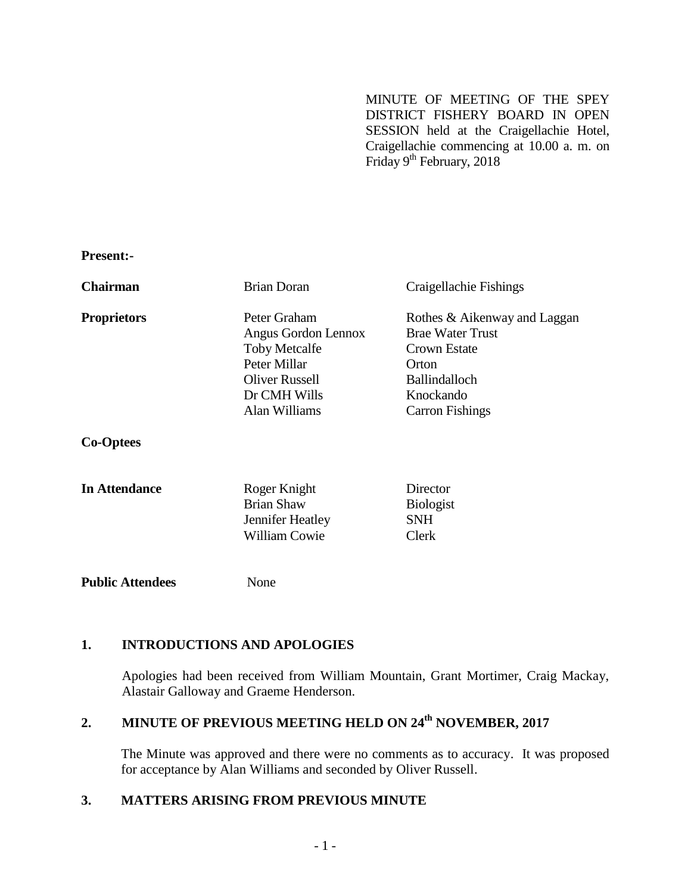MINUTE OF MEETING OF THE SPEY DISTRICT FISHERY BOARD IN OPEN SESSION held at the Craigellachie Hotel, Craigellachie commencing at 10.00 a. m. on Friday 9th February, 2018

**Present:-**

| | | |
|---|---|---|
| **Chairman** | Brian Doran | Craigellachie Fishings |
| **Proprietors** | Peter Graham | Rothes & Aikenway and Laggan |
| | Angus Gordon Lennox | Brae Water Trust |
| | Toby Metcalfe | Crown Estate |
| | Peter Millar | Orton |
| | Oliver Russell | Ballindalloch |
| | Dr CMH Wills | Knockando |
| | Alan Williams | Carron Fishings |
| **Co-Optees** | | |
| **In Attendance** | Roger Knight | Director |
| | Brian Shaw | Biologist |
| | Jennifer Heatley | SNH |
| | William Cowie | Clerk |
| **Public Attendees** | None | |

## 1. INTRODUCTIONS AND APOLOGIES

Apologies had been received from William Mountain, Grant Mortimer, Craig Mackay, Alastair Galloway and Graeme Henderson.

## 2. MINUTE OF PREVIOUS MEETING HELD ON 24th NOVEMBER, 2017

The Minute was approved and there were no comments as to accuracy. It was proposed for acceptance by Alan Williams and seconded by Oliver Russell.

## 3. MATTERS ARISING FROM PREVIOUS MINUTE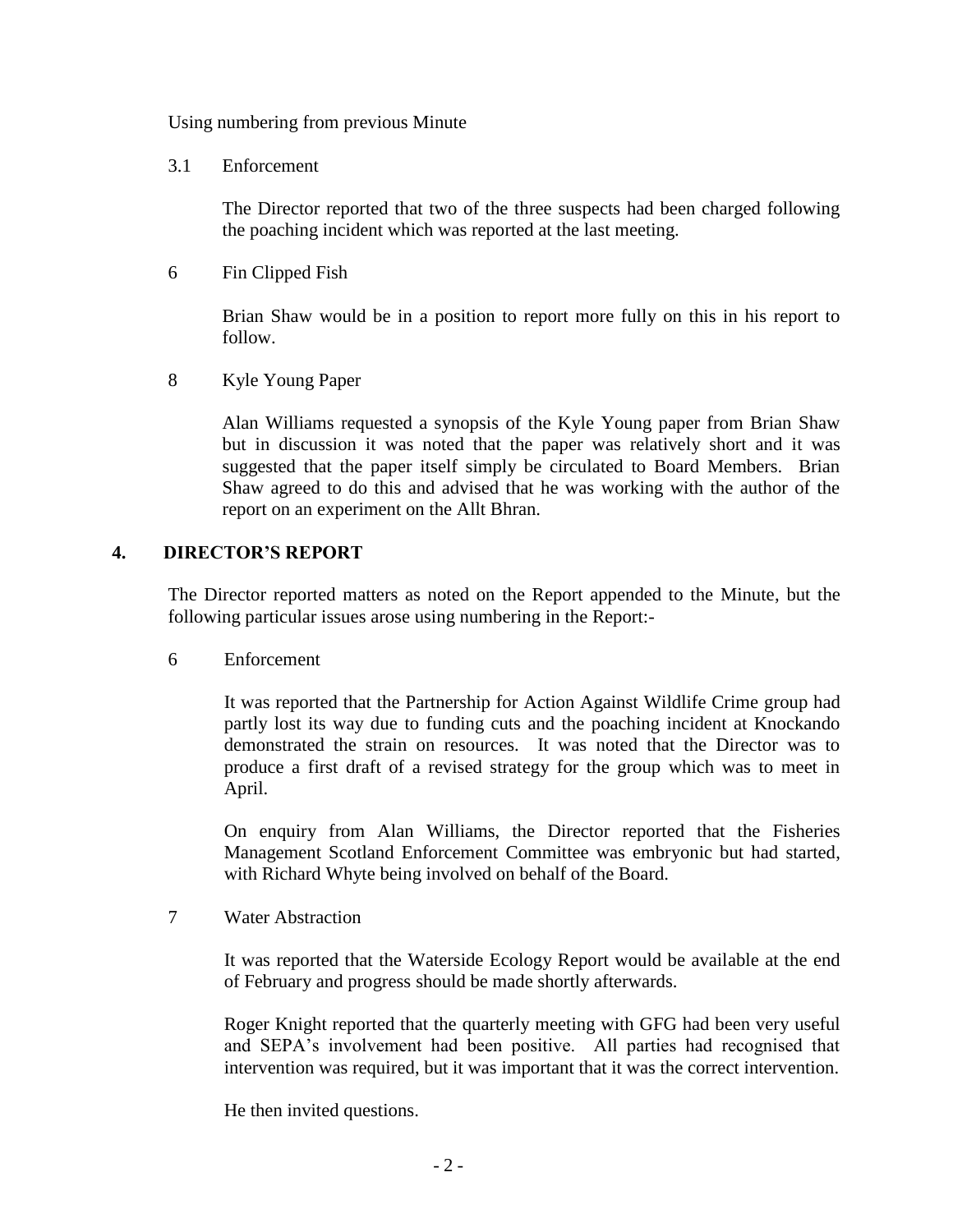Using numbering from previous Minute

3.1 Enforcement

The Director reported that two of the three suspects had been charged following the poaching incident which was reported at the last meeting.

6 Fin Clipped Fish

Brian Shaw would be in a position to report more fully on this in his report to follow.

8 Kyle Young Paper

Alan Williams requested a synopsis of the Kyle Young paper from Brian Shaw but in discussion it was noted that the paper was relatively short and it was suggested that the paper itself simply be circulated to Board Members. Brian Shaw agreed to do this and advised that he was working with the author of the report on an experiment on the Allt Bhran.

## 4. DIRECTOR'S REPORT

The Director reported matters as noted on the Report appended to the Minute, but the following particular issues arose using numbering in the Report:-

6 Enforcement

It was reported that the Partnership for Action Against Wildlife Crime group had partly lost its way due to funding cuts and the poaching incident at Knockando demonstrated the strain on resources. It was noted that the Director was to produce a first draft of a revised strategy for the group which was to meet in April.

On enquiry from Alan Williams, the Director reported that the Fisheries Management Scotland Enforcement Committee was embryonic but had started, with Richard Whyte being involved on behalf of the Board.

7 Water Abstraction

It was reported that the Waterside Ecology Report would be available at the end of February and progress should be made shortly afterwards.

Roger Knight reported that the quarterly meeting with GFG had been very useful and SEPA's involvement had been positive. All parties had recognised that intervention was required, but it was important that it was the correct intervention.

He then invited questions.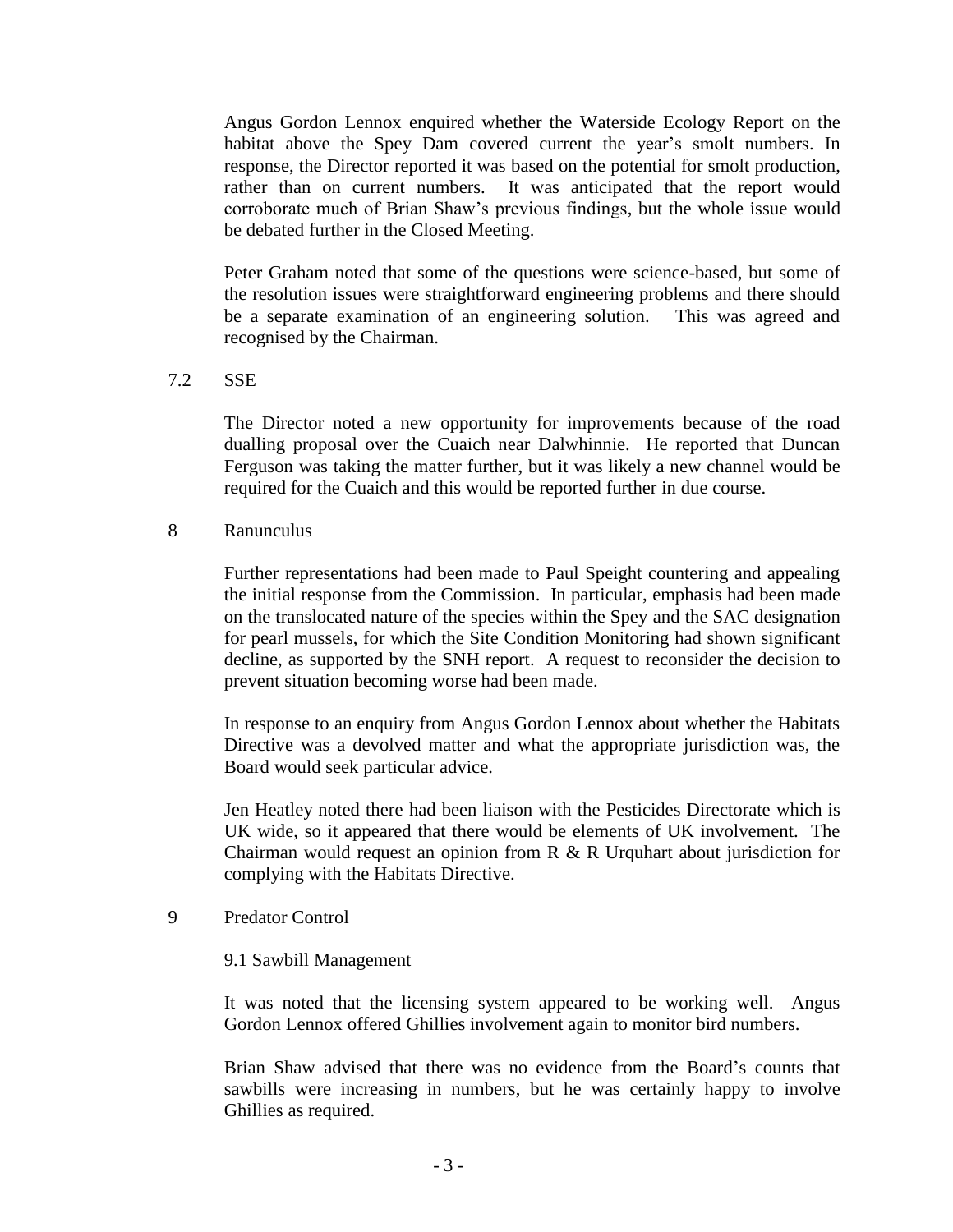Angus Gordon Lennox enquired whether the Waterside Ecology Report on the habitat above the Spey Dam covered current the year's smolt numbers. In response, the Director reported it was based on the potential for smolt production, rather than on current numbers. It was anticipated that the report would corroborate much of Brian Shaw's previous findings, but the whole issue would be debated further in the Closed Meeting.

Peter Graham noted that some of the questions were science-based, but some of the resolution issues were straightforward engineering problems and there should be a separate examination of an engineering solution. This was agreed and recognised by the Chairman.

7.2 SSE

The Director noted a new opportunity for improvements because of the road dualling proposal over the Cuaich near Dalwhinnie. He reported that Duncan Ferguson was taking the matter further, but it was likely a new channel would be required for the Cuaich and this would be reported further in due course.

8 Ranunculus

Further representations had been made to Paul Speight countering and appealing the initial response from the Commission. In particular, emphasis had been made on the translocated nature of the species within the Spey and the SAC designation for pearl mussels, for which the Site Condition Monitoring had shown significant decline, as supported by the SNH report. A request to reconsider the decision to prevent situation becoming worse had been made.

In response to an enquiry from Angus Gordon Lennox about whether the Habitats Directive was a devolved matter and what the appropriate jurisdiction was, the Board would seek particular advice.

Jen Heatley noted there had been liaison with the Pesticides Directorate which is UK wide, so it appeared that there would be elements of UK involvement. The Chairman would request an opinion from R & R Urquhart about jurisdiction for complying with the Habitats Directive.

9 Predator Control

9.1 Sawbill Management

It was noted that the licensing system appeared to be working well. Angus Gordon Lennox offered Ghillies involvement again to monitor bird numbers.

Brian Shaw advised that there was no evidence from the Board's counts that sawbills were increasing in numbers, but he was certainly happy to involve Ghillies as required.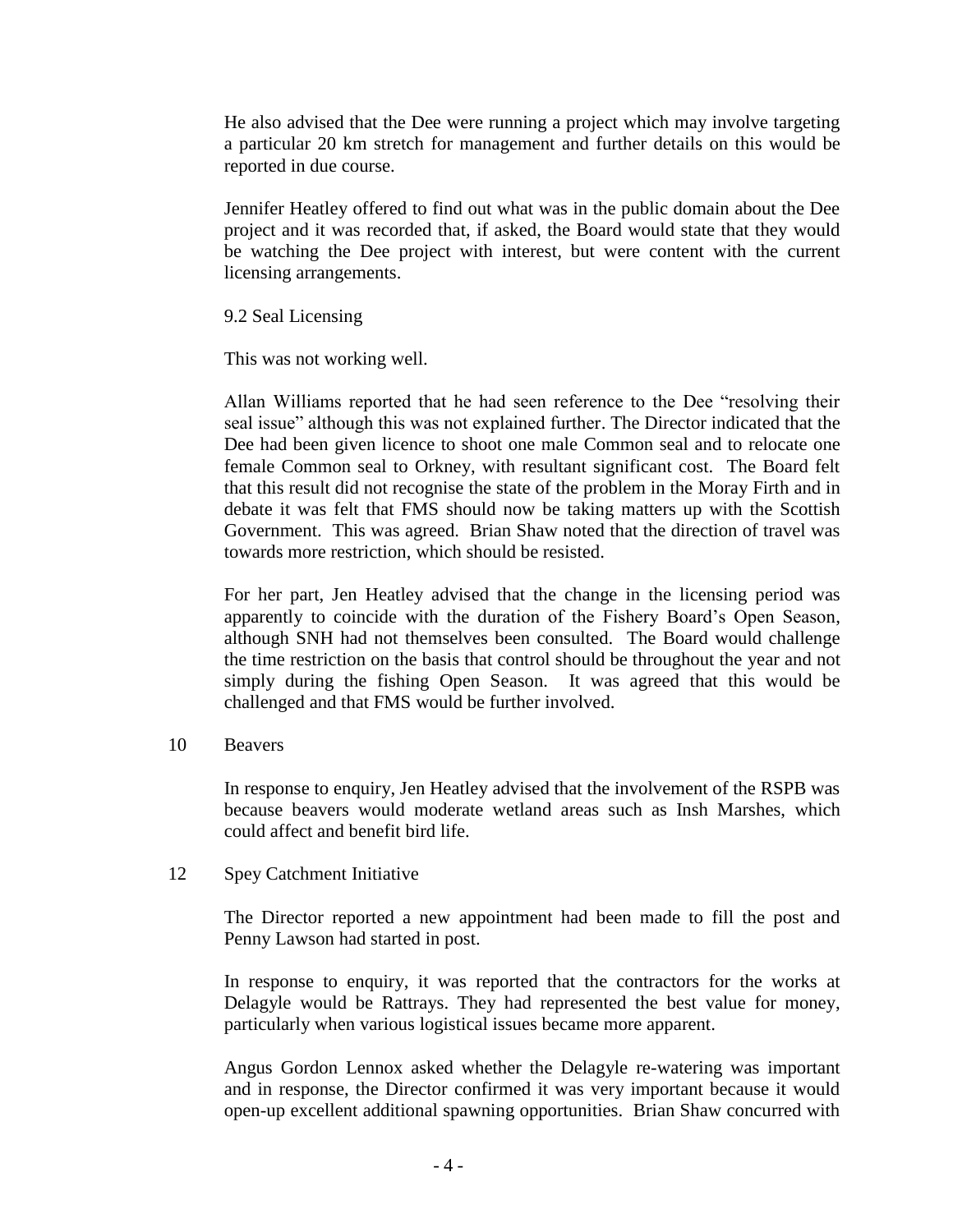He also advised that the Dee were running a project which may involve targeting a particular 20 km stretch for management and further details on this would be reported in due course.

Jennifer Heatley offered to find out what was in the public domain about the Dee project and it was recorded that, if asked, the Board would state that they would be watching the Dee project with interest, but were content with the current licensing arrangements.

9.2 Seal Licensing

This was not working well.

Allan Williams reported that he had seen reference to the Dee "resolving their seal issue" although this was not explained further. The Director indicated that the Dee had been given licence to shoot one male Common seal and to relocate one female Common seal to Orkney, with resultant significant cost. The Board felt that this result did not recognise the state of the problem in the Moray Firth and in debate it was felt that FMS should now be taking matters up with the Scottish Government. This was agreed. Brian Shaw noted that the direction of travel was towards more restriction, which should be resisted.

For her part, Jen Heatley advised that the change in the licensing period was apparently to coincide with the duration of the Fishery Board's Open Season, although SNH had not themselves been consulted. The Board would challenge the time restriction on the basis that control should be throughout the year and not simply during the fishing Open Season. It was agreed that this would be challenged and that FMS would be further involved.

10 Beavers

In response to enquiry, Jen Heatley advised that the involvement of the RSPB was because beavers would moderate wetland areas such as Insh Marshes, which could affect and benefit bird life.

12 Spey Catchment Initiative

The Director reported a new appointment had been made to fill the post and Penny Lawson had started in post.

In response to enquiry, it was reported that the contractors for the works at Delagyle would be Rattrays. They had represented the best value for money, particularly when various logistical issues became more apparent.

Angus Gordon Lennox asked whether the Delagyle re-watering was important and in response, the Director confirmed it was very important because it would open-up excellent additional spawning opportunities. Brian Shaw concurred with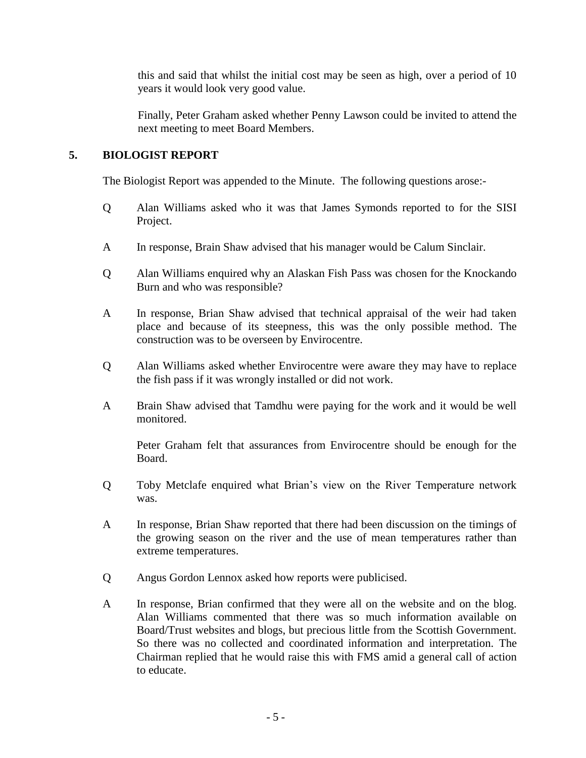this and said that whilst the initial cost may be seen as high, over a period of 10 years it would look very good value.

Finally, Peter Graham asked whether Penny Lawson could be invited to attend the next meeting to meet Board Members.

## 5. BIOLOGIST REPORT

The Biologist Report was appended to the Minute. The following questions arose:-

Q Alan Williams asked who it was that James Symonds reported to for the SISI Project.

A In response, Brain Shaw advised that his manager would be Calum Sinclair.

Q Alan Williams enquired why an Alaskan Fish Pass was chosen for the Knockando Burn and who was responsible?

A In response, Brian Shaw advised that technical appraisal of the weir had taken place and because of its steepness, this was the only possible method. The construction was to be overseen by Envirocentre.

Q Alan Williams asked whether Envirocentre were aware they may have to replace the fish pass if it was wrongly installed or did not work.

A Brain Shaw advised that Tamdhu were paying for the work and it would be well monitored.

Peter Graham felt that assurances from Envirocentre should be enough for the Board.

Q Toby Metclafe enquired what Brian's view on the River Temperature network was.

A In response, Brian Shaw reported that there had been discussion on the timings of the growing season on the river and the use of mean temperatures rather than extreme temperatures.

Q Angus Gordon Lennox asked how reports were publicised.

A In response, Brian confirmed that they were all on the website and on the blog. Alan Williams commented that there was so much information available on Board/Trust websites and blogs, but precious little from the Scottish Government. So there was no collected and coordinated information and interpretation. The Chairman replied that he would raise this with FMS amid a general call of action to educate.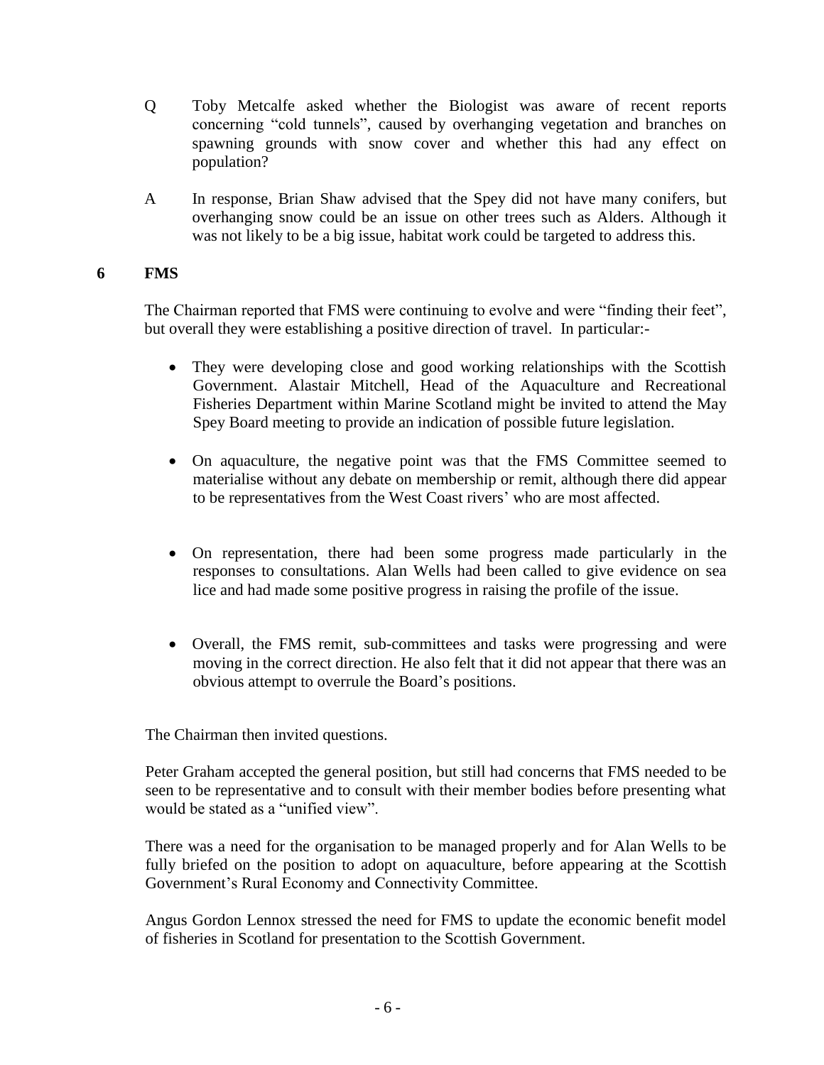Q Toby Metcalfe asked whether the Biologist was aware of recent reports concerning "cold tunnels", caused by overhanging vegetation and branches on spawning grounds with snow cover and whether this had any effect on population?

A In response, Brian Shaw advised that the Spey did not have many conifers, but overhanging snow could be an issue on other trees such as Alders. Although it was not likely to be a big issue, habitat work could be targeted to address this.

## 6 FMS

The Chairman reported that FMS were continuing to evolve and were "finding their feet", but overall they were establishing a positive direction of travel. In particular:-

- They were developing close and good working relationships with the Scottish Government. Alastair Mitchell, Head of the Aquaculture and Recreational Fisheries Department within Marine Scotland might be invited to attend the May Spey Board meeting to provide an indication of possible future legislation.
- On aquaculture, the negative point was that the FMS Committee seemed to materialise without any debate on membership or remit, although there did appear to be representatives from the West Coast rivers' who are most affected.
- On representation, there had been some progress made particularly in the responses to consultations. Alan Wells had been called to give evidence on sea lice and had made some positive progress in raising the profile of the issue.
- Overall, the FMS remit, sub-committees and tasks were progressing and were moving in the correct direction. He also felt that it did not appear that there was an obvious attempt to overrule the Board's positions.

The Chairman then invited questions.

Peter Graham accepted the general position, but still had concerns that FMS needed to be seen to be representative and to consult with their member bodies before presenting what would be stated as a "unified view".

There was a need for the organisation to be managed properly and for Alan Wells to be fully briefed on the position to adopt on aquaculture, before appearing at the Scottish Government's Rural Economy and Connectivity Committee.

Angus Gordon Lennox stressed the need for FMS to update the economic benefit model of fisheries in Scotland for presentation to the Scottish Government.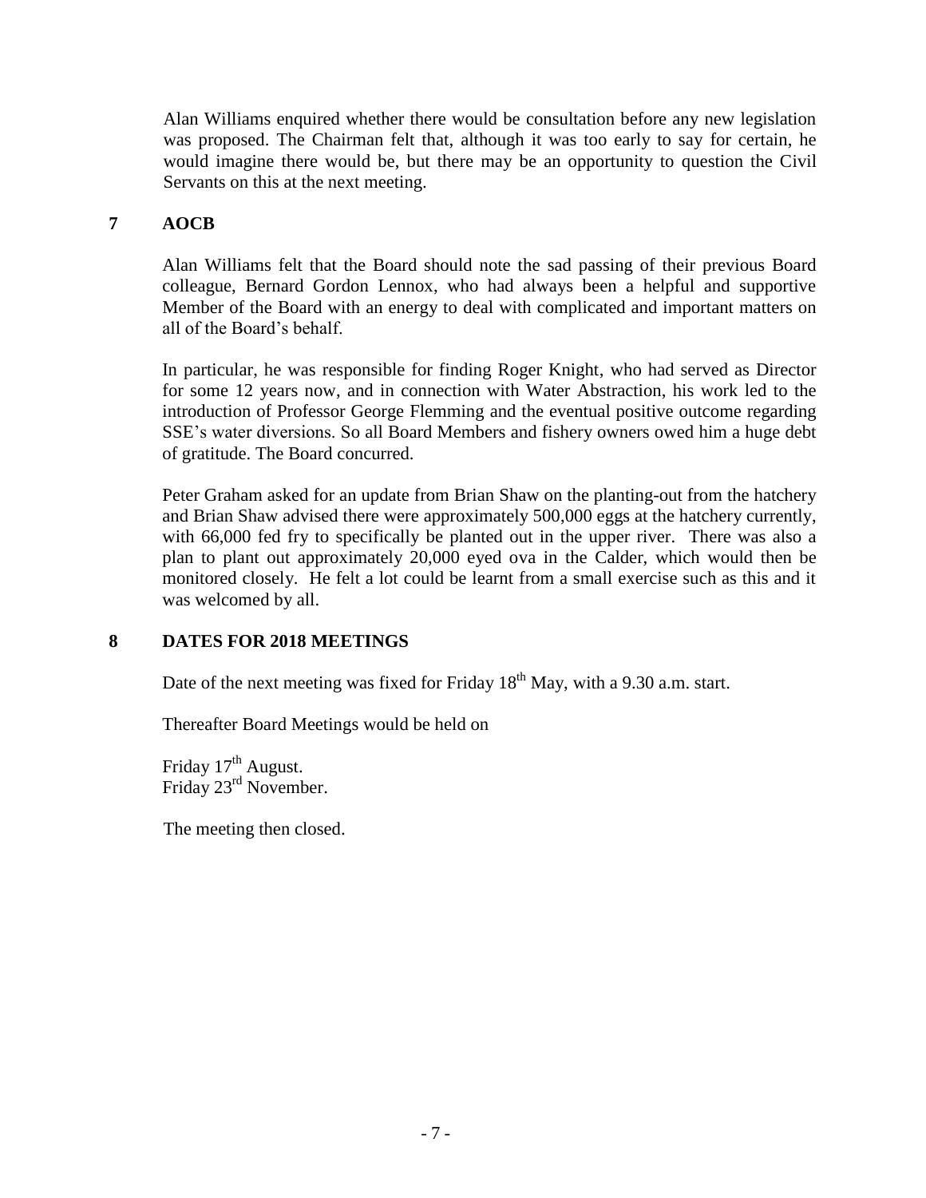Alan Williams enquired whether there would be consultation before any new legislation was proposed. The Chairman felt that, although it was too early to say for certain, he would imagine there would be, but there may be an opportunity to question the Civil Servants on this at the next meeting.

## 7 AOCB

Alan Williams felt that the Board should note the sad passing of their previous Board colleague, Bernard Gordon Lennox, who had always been a helpful and supportive Member of the Board with an energy to deal with complicated and important matters on all of the Board's behalf.

In particular, he was responsible for finding Roger Knight, who had served as Director for some 12 years now, and in connection with Water Abstraction, his work led to the introduction of Professor George Flemming and the eventual positive outcome regarding SSE's water diversions. So all Board Members and fishery owners owed him a huge debt of gratitude. The Board concurred.

Peter Graham asked for an update from Brian Shaw on the planting-out from the hatchery and Brian Shaw advised there were approximately 500,000 eggs at the hatchery currently, with 66,000 fed fry to specifically be planted out in the upper river. There was also a plan to plant out approximately 20,000 eyed ova in the Calder, which would then be monitored closely. He felt a lot could be learnt from a small exercise such as this and it was welcomed by all.

## 8 DATES FOR 2018 MEETINGS

Date of the next meeting was fixed for Friday 18th May, with a 9.30 a.m. start.

Thereafter Board Meetings would be held on

Friday 17th August.
Friday 23rd November.

The meeting then closed.